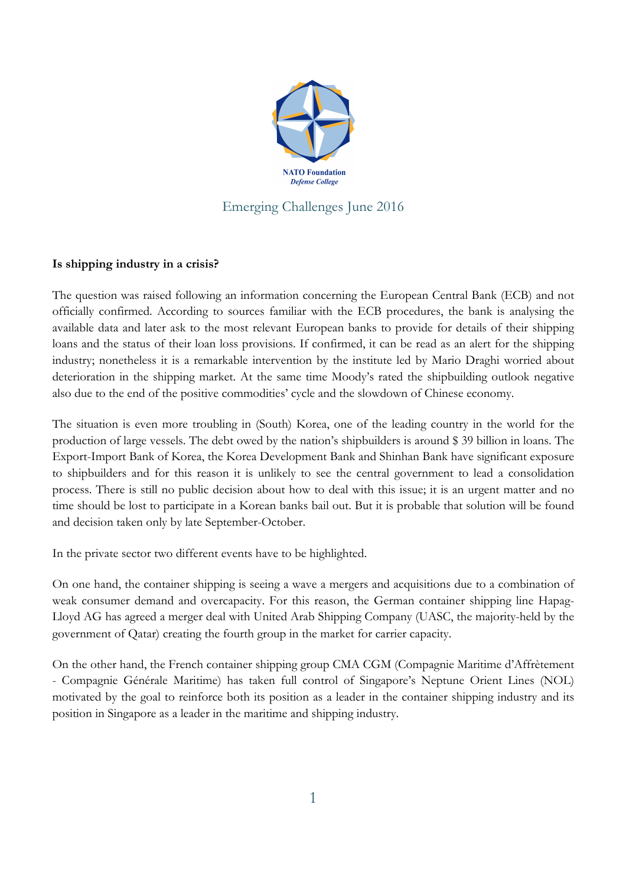NATO Foundation
*Defense College*

Emerging Challenges June 2016

**Is shipping industry in a crisis?**

The question was raised following an information concerning the European Central Bank (ECB) and not officially confirmed. According to sources familiar with the ECB procedures, the bank is analysing the available data and later ask to the most relevant European banks to provide for details of their shipping loans and the status of their loan loss provisions. If confirmed, it can be read as an alert for the shipping industry; nonetheless it is a remarkable intervention by the institute led by Mario Draghi worried about deterioration in the shipping market. At the same time Moody's rated the shipbuilding outlook negative also due to the end of the positive commodities' cycle and the slowdown of Chinese economy.

The situation is even more troubling in (South) Korea, one of the leading country in the world for the production of large vessels. The debt owed by the nation's shipbuilders is around $ 39 billion in loans. The Export-Import Bank of Korea, the Korea Development Bank and Shinhan Bank have significant exposure to shipbuilders and for this reason it is unlikely to see the central government to lead a consolidation process. There is still no public decision about how to deal with this issue; it is an urgent matter and no time should be lost to participate in a Korean banks bail out. But it is probable that solution will be found and decision taken only by late September-October.

In the private sector two different events have to be highlighted.

On one hand, the container shipping is seeing a wave a mergers and acquisitions due to a combination of weak consumer demand and overcapacity. For this reason, the German container shipping line Hapag-Lloyd AG has agreed a merger deal with United Arab Shipping Company (UASC, the majority-held by the government of Qatar) creating the fourth group in the market for carrier capacity.

On the other hand, the French container shipping group CMA CGM (Compagnie Maritime d'Affrètement - Compagnie Générale Maritime) has taken full control of Singapore's Neptune Orient Lines (NOL) motivated by the goal to reinforce both its position as a leader in the container shipping industry and its position in Singapore as a leader in the maritime and shipping industry.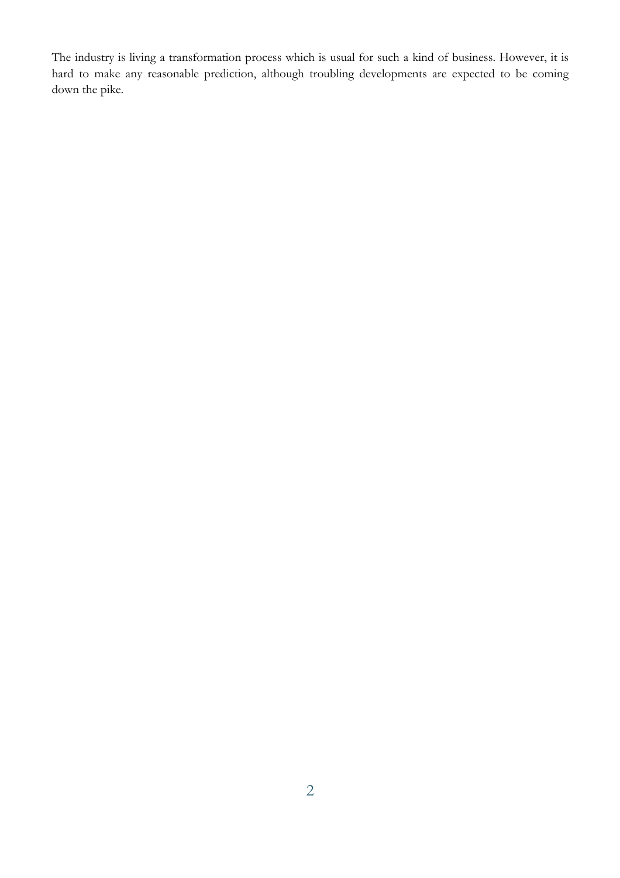The industry is living a transformation process which is usual for such a kind of business. However, it is hard to make any reasonable prediction, although troubling developments are expected to be coming down the pike.